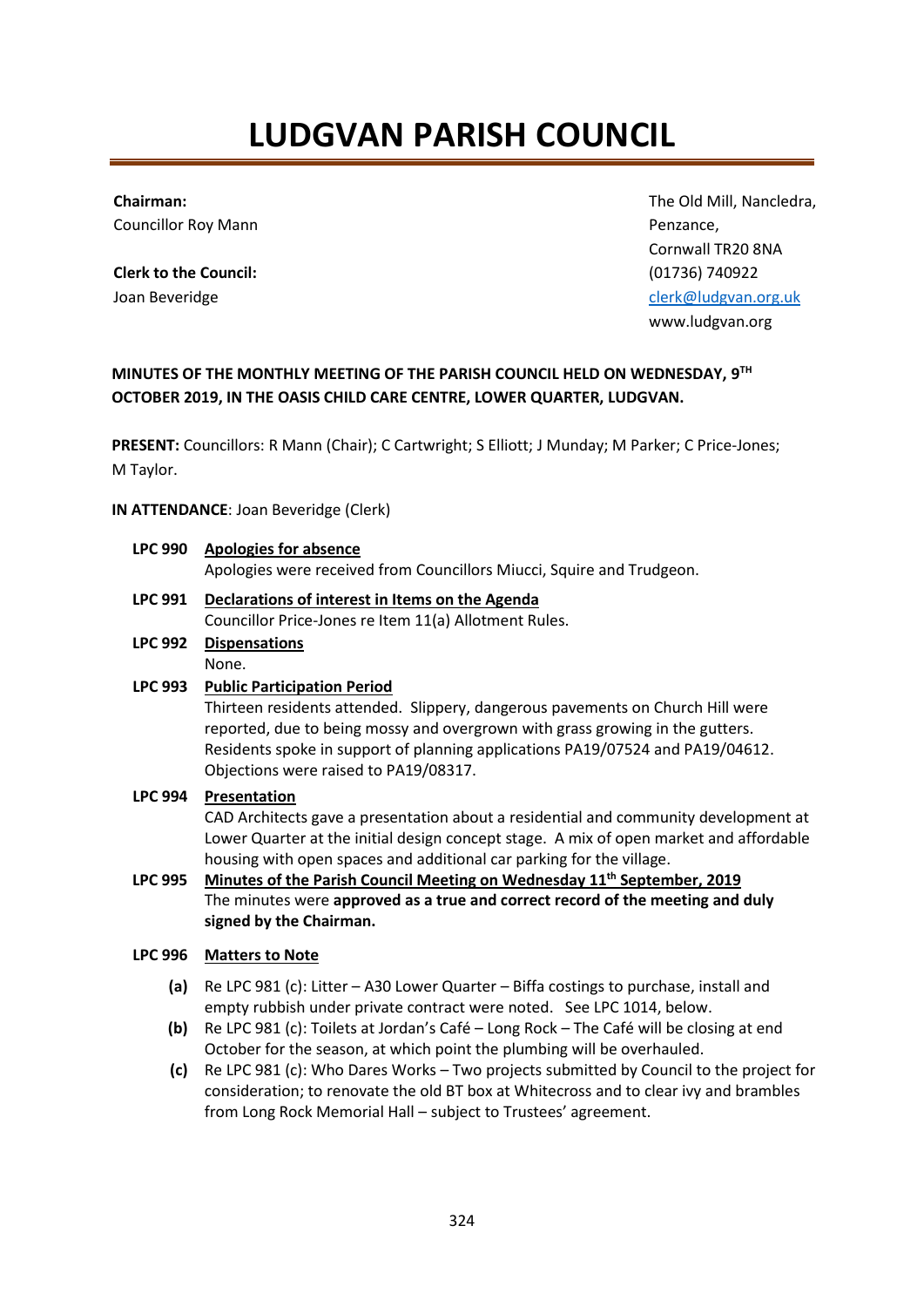# LUDGVAN PARISH COUNCIL

**Chairman:**
Councillor Roy Mann

**Clerk to the Council:**
Joan Beveridge

The Old Mill, Nancledra,
Penzance,
Cornwall TR20 8NA
(01736) 740922
clerk@ludgvan.org.uk
www.ludgvan.org

**MINUTES OF THE MONTHLY MEETING OF THE PARISH COUNCIL HELD ON WEDNESDAY, 9TH OCTOBER 2019, IN THE OASIS CHILD CARE CENTRE, LOWER QUARTER, LUDGVAN.**

**PRESENT:** Councillors: R Mann (Chair); C Cartwright; S Elliott; J Munday; M Parker; C Price-Jones; M Taylor.

**IN ATTENDANCE**: Joan Beveridge (Clerk)

**LPC 990** **Apologies for absence**
Apologies were received from Councillors Miucci, Squire and Trudgeon.

**LPC 991** **Declarations of interest in Items on the Agenda**
Councillor Price-Jones re Item 11(a) Allotment Rules.

**LPC 992** **Dispensations**
None.

**LPC 993** **Public Participation Period**
Thirteen residents attended. Slippery, dangerous pavements on Church Hill were reported, due to being mossy and overgrown with grass growing in the gutters. Residents spoke in support of planning applications PA19/07524 and PA19/04612. Objections were raised to PA19/08317.

**LPC 994** **Presentation**
CAD Architects gave a presentation about a residential and community development at Lower Quarter at the initial design concept stage. A mix of open market and affordable housing with open spaces and additional car parking for the village.

**LPC 995** **Minutes of the Parish Council Meeting on Wednesday 11th September, 2019**
The minutes were **approved as a true and correct record of the meeting and duly signed by the Chairman.**

**LPC 996** **Matters to Note**

- **(a)** Re LPC 981 (c): Litter – A30 Lower Quarter – Biffa costings to purchase, install and empty rubbish under private contract were noted. See LPC 1014, below.
- **(b)** Re LPC 981 (c): Toilets at Jordan's Café – Long Rock – The Café will be closing at end October for the season, at which point the plumbing will be overhauled.
- **(c)** Re LPC 981 (c): Who Dares Works – Two projects submitted by Council to the project for consideration; to renovate the old BT box at Whitecross and to clear ivy and brambles from Long Rock Memorial Hall – subject to Trustees' agreement.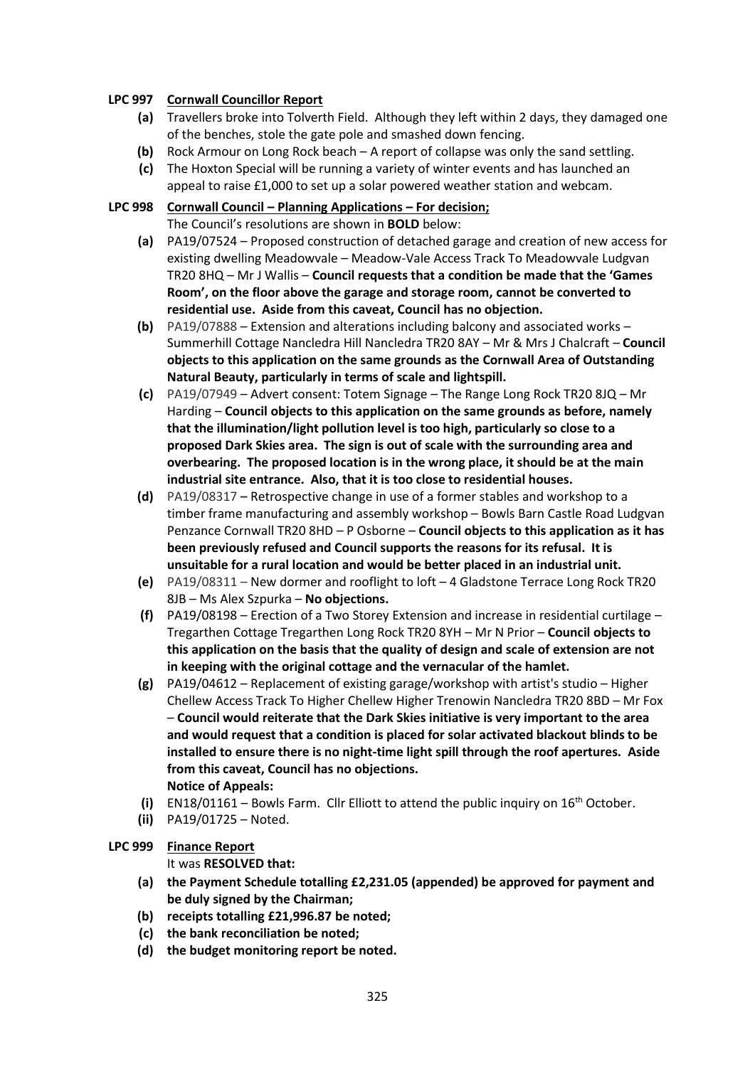**LPC 997 Cornwall Councillor Report**

- **(a)** Travellers broke into Tolverth Field. Although they left within 2 days, they damaged one of the benches, stole the gate pole and smashed down fencing.
- **(b)** Rock Armour on Long Rock beach – A report of collapse was only the sand settling.
- **(c)** The Hoxton Special will be running a variety of winter events and has launched an appeal to raise £1,000 to set up a solar powered weather station and webcam.

**LPC 998 Cornwall Council – Planning Applications – For decision;**

The Council's resolutions are shown in **BOLD** below:

- **(a)** PA19/07524 – Proposed construction of detached garage and creation of new access for existing dwelling Meadowvale – Meadow-Vale Access Track To Meadowvale Ludgvan TR20 8HQ – Mr J Wallis – **Council requests that a condition be made that the 'Games Room', on the floor above the garage and storage room, cannot be converted to residential use. Aside from this caveat, Council has no objection.**
- **(b)** PA19/07888 – Extension and alterations including balcony and associated works – Summerhill Cottage Nancledra Hill Nancledra TR20 8AY – Mr & Mrs J Chalcraft – **Council objects to this application on the same grounds as the Cornwall Area of Outstanding Natural Beauty, particularly in terms of scale and lightspill.**
- **(c)** PA19/07949 – Advert consent: Totem Signage – The Range Long Rock TR20 8JQ – Mr Harding – **Council objects to this application on the same grounds as before, namely that the illumination/light pollution level is too high, particularly so close to a proposed Dark Skies area. The sign is out of scale with the surrounding area and overbearing. The proposed location is in the wrong place, it should be at the main industrial site entrance. Also, that it is too close to residential houses.**
- **(d)** PA19/08317 – Retrospective change in use of a former stables and workshop to a timber frame manufacturing and assembly workshop – Bowls Barn Castle Road Ludgvan Penzance Cornwall TR20 8HD – P Osborne – **Council objects to this application as it has been previously refused and Council supports the reasons for its refusal. It is unsuitable for a rural location and would be better placed in an industrial unit.**
- **(e)** PA19/08311 – New dormer and rooflight to loft – 4 Gladstone Terrace Long Rock TR20 8JB – Ms Alex Szpurka – **No objections.**
- **(f)** PA19/08198 – Erection of a Two Storey Extension and increase in residential curtilage – Tregarthen Cottage Tregarthen Long Rock TR20 8YH – Mr N Prior – **Council objects to this application on the basis that the quality of design and scale of extension are not in keeping with the original cottage and the vernacular of the hamlet.**
- **(g)** PA19/04612 – Replacement of existing garage/workshop with artist's studio – Higher Chellew Access Track To Higher Chellew Higher Trenowin Nancledra TR20 8BD – Mr Fox – **Council would reiterate that the Dark Skies initiative is very important to the area and would request that a condition is placed for solar activated blackout blinds to be installed to ensure there is no night-time light spill through the roof apertures. Aside from this caveat, Council has no objections.**

**Notice of Appeals:**

- **(i)** EN18/01161 – Bowls Farm. Cllr Elliott to attend the public inquiry on 16th October.
- **(ii)** PA19/01725 – Noted.

**LPC 999 Finance Report**

It was **RESOLVED that:**

- **(a) the Payment Schedule totalling £2,231.05 (appended) be approved for payment and be duly signed by the Chairman;**
- **(b) receipts totalling £21,996.87 be noted;**
- **(c) the bank reconciliation be noted;**
- **(d) the budget monitoring report be noted.**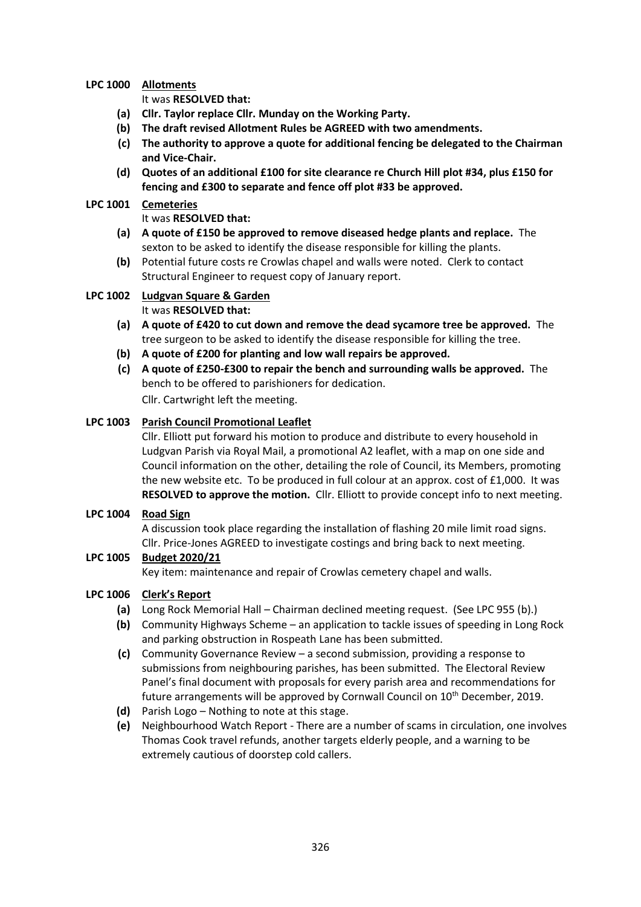**LPC 1000 Allotments**

It was **RESOLVED that:**

- **(a) Cllr. Taylor replace Cllr. Munday on the Working Party.**
- **(b) The draft revised Allotment Rules be AGREED with two amendments.**
- **(c) The authority to approve a quote for additional fencing be delegated to the Chairman and Vice-Chair.**
- **(d) Quotes of an additional £100 for site clearance re Church Hill plot #34, plus £150 for fencing and £300 to separate and fence off plot #33 be approved.**

**LPC 1001 Cemeteries**

It was **RESOLVED that:**

- **(a) A quote of £150 be approved to remove diseased hedge plants and replace.** The sexton to be asked to identify the disease responsible for killing the plants.
- **(b)** Potential future costs re Crowlas chapel and walls were noted. Clerk to contact Structural Engineer to request copy of January report.

**LPC 1002 Ludgvan Square & Garden**

It was **RESOLVED that:**

- **(a) A quote of £420 to cut down and remove the dead sycamore tree be approved.** The tree surgeon to be asked to identify the disease responsible for killing the tree.
- **(b) A quote of £200 for planting and low wall repairs be approved.**
- **(c) A quote of £250-£300 to repair the bench and surrounding walls be approved.** The bench to be offered to parishioners for dedication.

Cllr. Cartwright left the meeting.

**LPC 1003 Parish Council Promotional Leaflet**

Cllr. Elliott put forward his motion to produce and distribute to every household in Ludgvan Parish via Royal Mail, a promotional A2 leaflet, with a map on one side and Council information on the other, detailing the role of Council, its Members, promoting the new website etc. To be produced in full colour at an approx. cost of £1,000. It was **RESOLVED to approve the motion.** Cllr. Elliott to provide concept info to next meeting.

**LPC 1004 Road Sign**

A discussion took place regarding the installation of flashing 20 mile limit road signs. Cllr. Price-Jones AGREED to investigate costings and bring back to next meeting.

**LPC 1005 Budget 2020/21**

Key item: maintenance and repair of Crowlas cemetery chapel and walls.

**LPC 1006 Clerk's Report**

- **(a)** Long Rock Memorial Hall – Chairman declined meeting request. (See LPC 955 (b).)
- **(b)** Community Highways Scheme – an application to tackle issues of speeding in Long Rock and parking obstruction in Rospeath Lane has been submitted.
- **(c)** Community Governance Review – a second submission, providing a response to submissions from neighbouring parishes, has been submitted. The Electoral Review Panel's final document with proposals for every parish area and recommendations for future arrangements will be approved by Cornwall Council on 10th December, 2019.
- **(d)** Parish Logo – Nothing to note at this stage.
- **(e)** Neighbourhood Watch Report - There are a number of scams in circulation, one involves Thomas Cook travel refunds, another targets elderly people, and a warning to be extremely cautious of doorstep cold callers.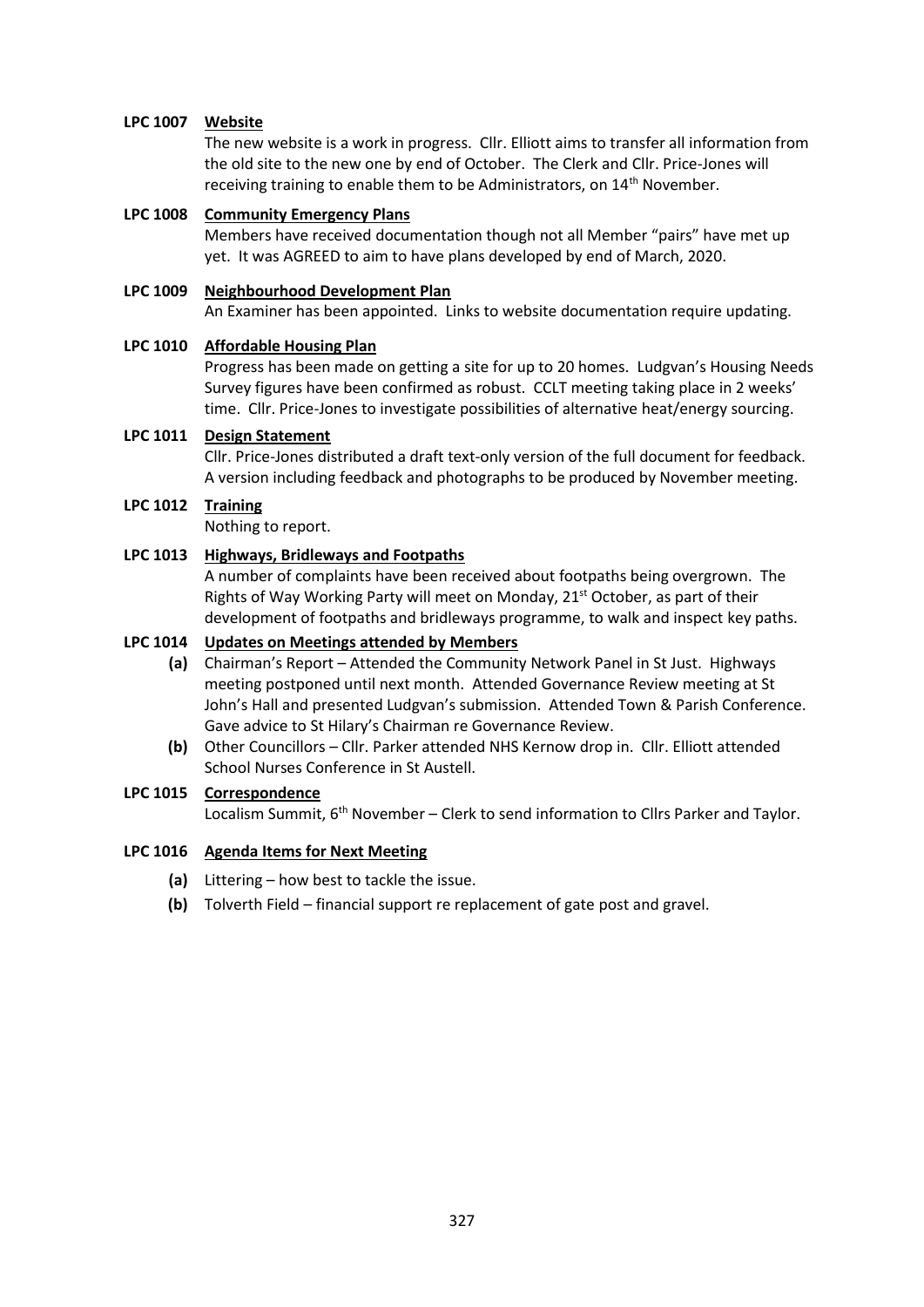**LPC 1007** **Website**

The new website is a work in progress. Cllr. Elliott aims to transfer all information from the old site to the new one by end of October. The Clerk and Cllr. Price-Jones will receiving training to enable them to be Administrators, on 14th November.

**LPC 1008** **Community Emergency Plans**

Members have received documentation though not all Member "pairs" have met up yet. It was AGREED to aim to have plans developed by end of March, 2020.

**LPC 1009** **Neighbourhood Development Plan**

An Examiner has been appointed. Links to website documentation require updating.

**LPC 1010** **Affordable Housing Plan**

Progress has been made on getting a site for up to 20 homes. Ludgvan's Housing Needs Survey figures have been confirmed as robust. CCLT meeting taking place in 2 weeks' time. Cllr. Price-Jones to investigate possibilities of alternative heat/energy sourcing.

**LPC 1011** **Design Statement**

Cllr. Price-Jones distributed a draft text-only version of the full document for feedback. A version including feedback and photographs to be produced by November meeting.

**LPC 1012** **Training**

Nothing to report.

**LPC 1013** **Highways, Bridleways and Footpaths**

A number of complaints have been received about footpaths being overgrown. The Rights of Way Working Party will meet on Monday, 21st October, as part of their development of footpaths and bridleways programme, to walk and inspect key paths.

**LPC 1014** **Updates on Meetings attended by Members**

- **(a)** Chairman's Report – Attended the Community Network Panel in St Just. Highways meeting postponed until next month. Attended Governance Review meeting at St John's Hall and presented Ludgvan's submission. Attended Town & Parish Conference. Gave advice to St Hilary's Chairman re Governance Review.
- **(b)** Other Councillors – Cllr. Parker attended NHS Kernow drop in. Cllr. Elliott attended School Nurses Conference in St Austell.

**LPC 1015** **Correspondence**

Localism Summit, 6th November – Clerk to send information to Cllrs Parker and Taylor.

**LPC 1016** **Agenda Items for Next Meeting**

- **(a)** Littering – how best to tackle the issue.
- **(b)** Tolverth Field – financial support re replacement of gate post and gravel.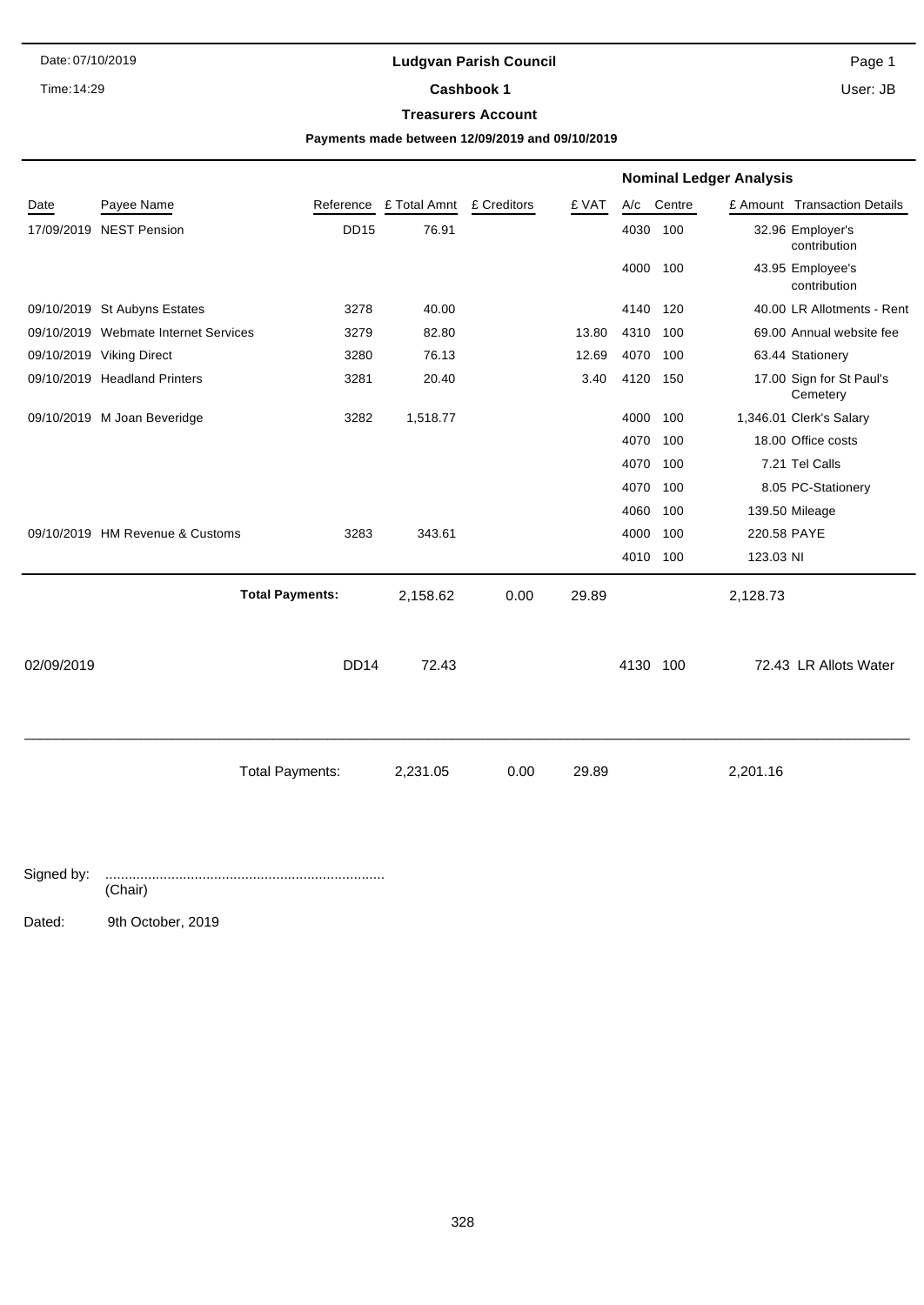Date: 07/10/2019

Time: 14:29

**Ludgvan Parish Council**

**Cashbook 1**

**Treasurers Account**

**Payments made between 12/09/2019 and 09/10/2019**

User: JB

| Date | Payee Name | Reference | £ Total Amnt | £ Creditors | £ VAT | A/c | Centre | £ Amount | Transaction Details |
|---|---|---|---|---|---|---|---|---|---|
| | | | | | | Nominal Ledger Analysis | | | |
| 17/09/2019 | NEST Pension | DD15 | 76.91 | | | 4030 | 100 | 32.96 | Employer's contribution |
| | | | | | | 4000 | 100 | 43.95 | Employee's contribution |
| 09/10/2019 | St Aubyns Estates | 3278 | 40.00 | | | 4140 | 120 | 40.00 | LR Allotments - Rent |
| 09/10/2019 | Webmate Internet Services | 3279 | 82.80 | | 13.80 | 4310 | 100 | 69.00 | Annual website fee |
| 09/10/2019 | Viking Direct | 3280 | 76.13 | | 12.69 | 4070 | 100 | 63.44 | Stationery |
| 09/10/2019 | Headland Printers | 3281 | 20.40 | | 3.40 | 4120 | 150 | 17.00 | Sign for St Paul's Cemetery |
| 09/10/2019 | M Joan Beveridge | 3282 | 1,518.77 | | | 4000 | 100 | 1,346.01 | Clerk's Salary |
| | | | | | | 4070 | 100 | 18.00 | Office costs |
| | | | | | | 4070 | 100 | 7.21 | Tel Calls |
| | | | | | | 4070 | 100 | 8.05 | PC-Stationery |
| | | | | | | 4060 | 100 | 139.50 | Mileage |
| 09/10/2019 | HM Revenue & Customs | 3283 | 343.61 | | | 4000 | 100 | 220.58 | PAYE |
| | | | | | | 4010 | 100 | 123.03 | NI |
| | | **Total Payments:** | 2,158.62 | 0.00 | 29.89 | | | 2,128.73 | |
| 02/09/2019 | | DD14 | 72.43 | | | 4130 | 100 | 72.43 | LR Allots Water |
| | | Total Payments: | 2,231.05 | 0.00 | 29.89 | | | 2,201.16 | |

Signed by: ........................................................................
(Chair)

Dated: 9th October, 2019